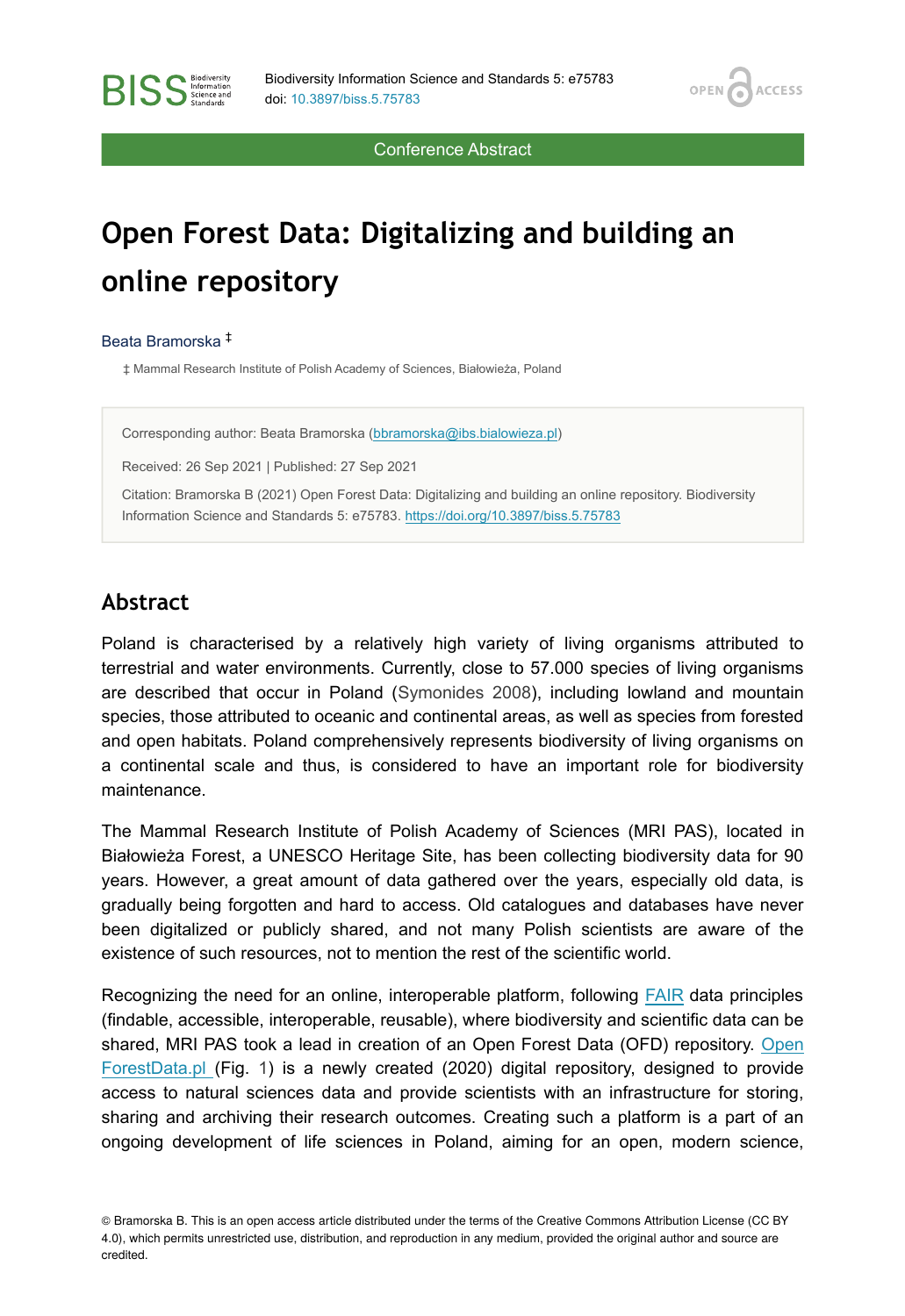Conference Abstract

# Open Forest Data: Digitalizing and building an online repository

Beata Bramorska [‡]

‡ Mammal Research Institute of Polish Academy of Sciences, Białowieża, Poland

Corresponding author: Beata Bramorska (bbramorska@ibs.bialowieza.pl)

Received: 26 Sep 2021 | Published: 27 Sep 2021

Citation: Bramorska B (2021) Open Forest Data: Digitalizing and building an online repository. Biodiversity Information Science and Standards 5: e75783. https://doi.org/10.3897/biss.5.75783

## Abstract

Poland is characterised by a relatively high variety of living organisms attributed to terrestrial and water environments. Currently, close to 57.000 species of living organisms are described that occur in Poland (Symonides 2008), including lowland and mountain species, those attributed to oceanic and continental areas, as well as species from forested and open habitats. Poland comprehensively represents biodiversity of living organisms on a continental scale and thus, is considered to have an important role for biodiversity maintenance.

The Mammal Research Institute of Polish Academy of Sciences (MRI PAS), located in Białowieża Forest, a UNESCO Heritage Site, has been collecting biodiversity data for 90 years. However, a great amount of data gathered over the years, especially old data, is gradually being forgotten and hard to access. Old catalogues and databases have never been digitalized or publicly shared, and not many Polish scientists are aware of the existence of such resources, not to mention the rest of the scientific world.

Recognizing the need for an online, interoperable platform, following FAIR data principles (findable, accessible, interoperable, reusable), where biodiversity and scientific data can be shared, MRI PAS took a lead in creation of an Open Forest Data (OFD) repository. OpenForestData.pl (Fig. 1) is a newly created (2020) digital repository, designed to provide access to natural sciences data and provide scientists with an infrastructure for storing, sharing and archiving their research outcomes. Creating such a platform is a part of an ongoing development of life sciences in Poland, aiming for an open, modern science,

© Bramorska B. This is an open access article distributed under the terms of the Creative Commons Attribution License (CC BY 4.0), which permits unrestricted use, distribution, and reproduction in any medium, provided the original author and source are credited.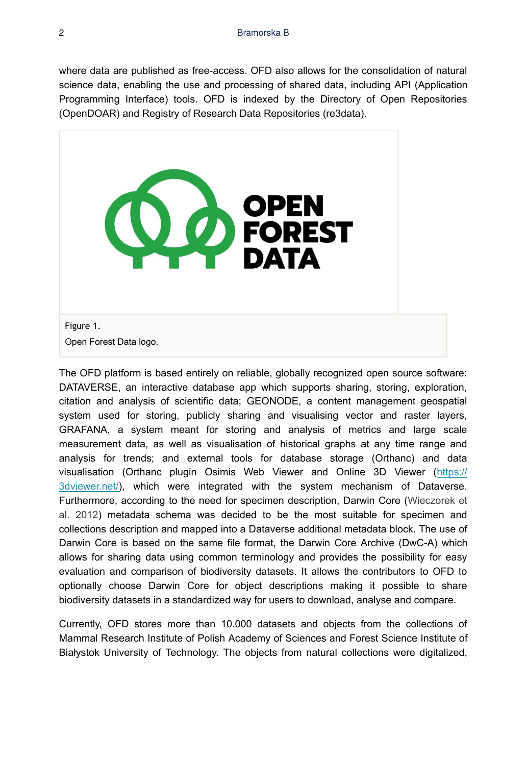where data are published as free-access. OFD also allows for the consolidation of natural science data, enabling the use and processing of shared data, including API (Application Programming Interface) tools. OFD is indexed by the Directory of Open Repositories (OpenDOAR) and Registry of Research Data Repositories (re3data).

Figure 1.

Open Forest Data logo.

The OFD platform is based entirely on reliable, globally recognized open source software: DATAVERSE, an interactive database app which supports sharing, storing, exploration, citation and analysis of scientific data; GEONODE, a content management geospatial system used for storing, publicly sharing and visualising vector and raster layers, GRAFANA, a system meant for storing and analysis of metrics and large scale measurement data, as well as visualisation of historical graphs at any time range and analysis for trends; and external tools for database storage (Orthanc) and data visualisation (Orthanc plugin Osimis Web Viewer and Online 3D Viewer ([https://3dviewer.net/](https://3dviewer.net/)), which were integrated with the system mechanism of Dataverse. Furthermore, according to the need for specimen description, Darwin Core (Wieczorek et al. 2012) metadata schema was decided to be the most suitable for specimen and collections description and mapped into a Dataverse additional metadata block. The use of Darwin Core is based on the same file format, the Darwin Core Archive (DwC-A) which allows for sharing data using common terminology and provides the possibility for easy evaluation and comparison of biodiversity datasets. It allows the contributors to OFD to optionally choose Darwin Core for object descriptions making it possible to share biodiversity datasets in a standardized way for users to download, analyse and compare.

Currently, OFD stores more than 10.000 datasets and objects from the collections of Mammal Research Institute of Polish Academy of Sciences and Forest Science Institute of Białystok University of Technology. The objects from natural collections were digitalized,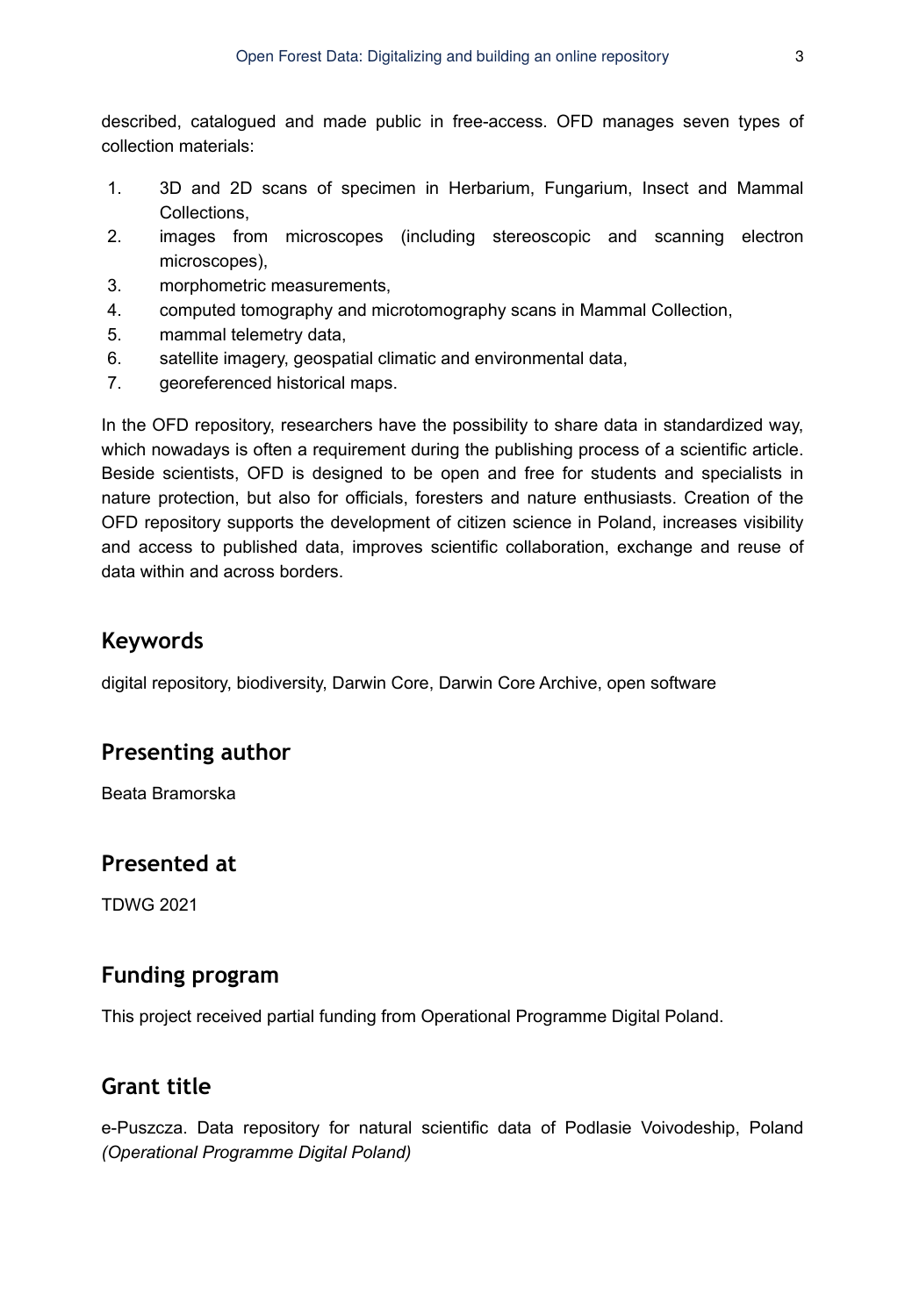described, catalogued and made public in free-access. OFD manages seven types of collection materials:

1. 3D and 2D scans of specimen in Herbarium, Fungarium, Insect and Mammal Collections,
2. images from microscopes (including stereoscopic and scanning electron microscopes),
3. morphometric measurements,
4. computed tomography and microtomography scans in Mammal Collection,
5. mammal telemetry data,
6. satellite imagery, geospatial climatic and environmental data,
7. georeferenced historical maps.

In the OFD repository, researchers have the possibility to share data in standardized way, which nowadays is often a requirement during the publishing process of a scientific article. Beside scientists, OFD is designed to be open and free for students and specialists in nature protection, but also for officials, foresters and nature enthusiasts. Creation of the OFD repository supports the development of citizen science in Poland, increases visibility and access to published data, improves scientific collaboration, exchange and reuse of data within and across borders.

## Keywords

digital repository, biodiversity, Darwin Core, Darwin Core Archive, open software

## Presenting author

Beata Bramorska

## Presented at

TDWG 2021

## Funding program

This project received partial funding from Operational Programme Digital Poland.

## Grant title

e-Puszcza. Data repository for natural scientific data of Podlasie Voivodeship, Poland *(Operational Programme Digital Poland)*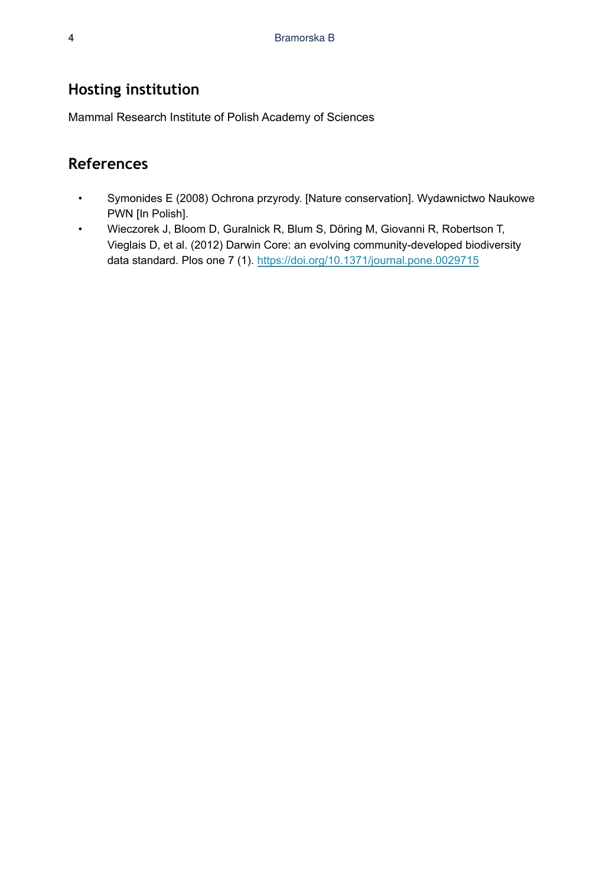## Hosting institution

Mammal Research Institute of Polish Academy of Sciences

## References

- Symonides E (2008) Ochrona przyrody. [Nature conservation]. Wydawnictwo Naukowe PWN [In Polish].
- Wieczorek J, Bloom D, Guralnick R, Blum S, Döring M, Giovanni R, Robertson T, Vieglais D, et al. (2012) Darwin Core: an evolving community-developed biodiversity data standard. Plos one 7 (1). https://doi.org/10.1371/journal.pone.0029715